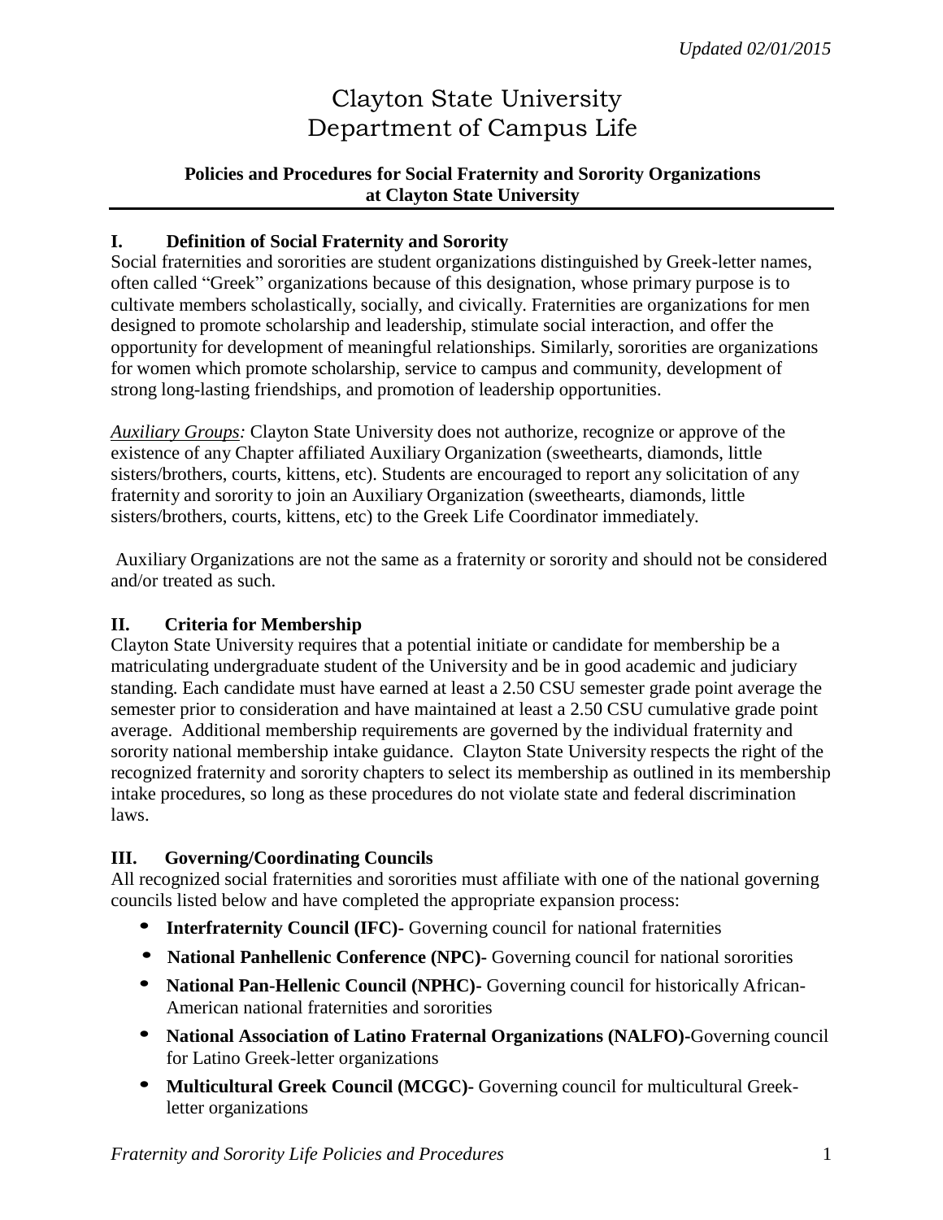*Updated 02/01/2015*

# Clayton State University
# Department of Campus Life

### Policies and Procedures for Social Fraternity and Sorority Organizations at Clayton State University

## I. Definition of Social Fraternity and Sorority

Social fraternities and sororities are student organizations distinguished by Greek-letter names, often called "Greek" organizations because of this designation, whose primary purpose is to cultivate members scholastically, socially, and civically. Fraternities are organizations for men designed to promote scholarship and leadership, stimulate social interaction, and offer the opportunity for development of meaningful relationships. Similarly, sororities are organizations for women which promote scholarship, service to campus and community, development of strong long-lasting friendships, and promotion of leadership opportunities.

*Auxiliary Groups:* Clayton State University does not authorize, recognize or approve of the existence of any Chapter affiliated Auxiliary Organization (sweethearts, diamonds, little sisters/brothers, courts, kittens, etc). Students are encouraged to report any solicitation of any fraternity and sorority to join an Auxiliary Organization (sweethearts, diamonds, little sisters/brothers, courts, kittens, etc) to the Greek Life Coordinator immediately.

Auxiliary Organizations are not the same as a fraternity or sorority and should not be considered and/or treated as such.

## II. Criteria for Membership

Clayton State University requires that a potential initiate or candidate for membership be a matriculating undergraduate student of the University and be in good academic and judiciary standing. Each candidate must have earned at least a 2.50 CSU semester grade point average the semester prior to consideration and have maintained at least a 2.50 CSU cumulative grade point average. Additional membership requirements are governed by the individual fraternity and sorority national membership intake guidance. Clayton State University respects the right of the recognized fraternity and sorority chapters to select its membership as outlined in its membership intake procedures, so long as these procedures do not violate state and federal discrimination laws.

## III. Governing/Coordinating Councils

All recognized social fraternities and sororities must affiliate with one of the national governing councils listed below and have completed the appropriate expansion process:

- **Interfraternity Council (IFC)-** Governing council for national fraternities
- **National Panhellenic Conference (NPC)-** Governing council for national sororities
- **National Pan-Hellenic Council (NPHC)-** Governing council for historically African-American national fraternities and sororities
- **National Association of Latino Fraternal Organizations (NALFO)-**Governing council for Latino Greek-letter organizations
- **Multicultural Greek Council (MCGC)-** Governing council for multicultural Greek-letter organizations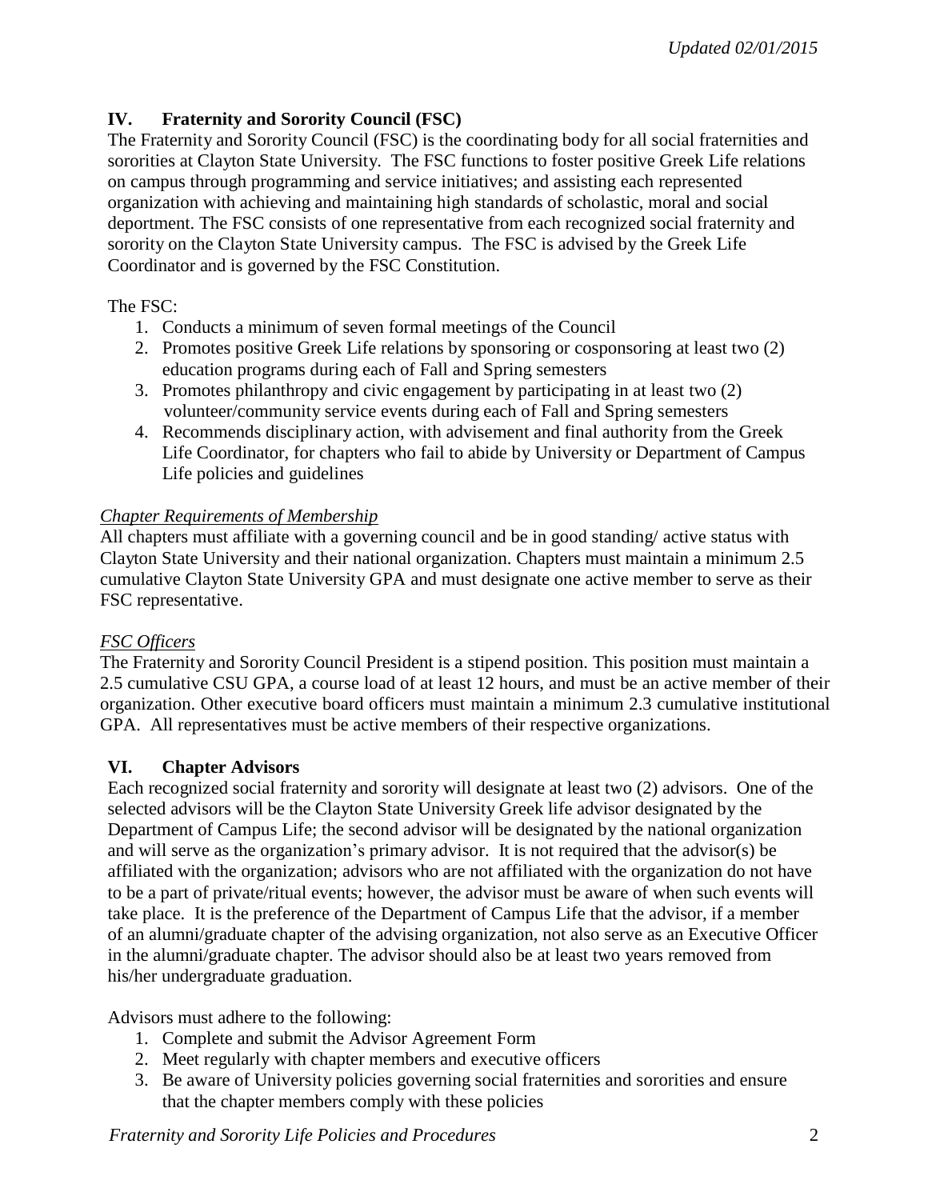## IV. Fraternity and Sorority Council (FSC)

The Fraternity and Sorority Council (FSC) is the coordinating body for all social fraternities and sororities at Clayton State University. The FSC functions to foster positive Greek Life relations on campus through programming and service initiatives; and assisting each represented organization with achieving and maintaining high standards of scholastic, moral and social deportment. The FSC consists of one representative from each recognized social fraternity and sorority on the Clayton State University campus. The FSC is advised by the Greek Life Coordinator and is governed by the FSC Constitution.

The FSC:

1. Conducts a minimum of seven formal meetings of the Council
2. Promotes positive Greek Life relations by sponsoring or cosponsoring at least two (2) education programs during each of Fall and Spring semesters
3. Promotes philanthropy and civic engagement by participating in at least two (2) volunteer/community service events during each of Fall and Spring semesters
4. Recommends disciplinary action, with advisement and final authority from the Greek Life Coordinator, for chapters who fail to abide by University or Department of Campus Life policies and guidelines

*Chapter Requirements of Membership*

All chapters must affiliate with a governing council and be in good standing/ active status with Clayton State University and their national organization. Chapters must maintain a minimum 2.5 cumulative Clayton State University GPA and must designate one active member to serve as their FSC representative.

*FSC Officers*

The Fraternity and Sorority Council President is a stipend position. This position must maintain a 2.5 cumulative CSU GPA, a course load of at least 12 hours, and must be an active member of their organization. Other executive board officers must maintain a minimum 2.3 cumulative institutional GPA. All representatives must be active members of their respective organizations.

## VI. Chapter Advisors

Each recognized social fraternity and sorority will designate at least two (2) advisors. One of the selected advisors will be the Clayton State University Greek life advisor designated by the Department of Campus Life; the second advisor will be designated by the national organization and will serve as the organization's primary advisor. It is not required that the advisor(s) be affiliated with the organization; advisors who are not affiliated with the organization do not have to be a part of private/ritual events; however, the advisor must be aware of when such events will take place. It is the preference of the Department of Campus Life that the advisor, if a member of an alumni/graduate chapter of the advising organization, not also serve as an Executive Officer in the alumni/graduate chapter. The advisor should also be at least two years removed from his/her undergraduate graduation.

Advisors must adhere to the following:

1. Complete and submit the Advisor Agreement Form
2. Meet regularly with chapter members and executive officers
3. Be aware of University policies governing social fraternities and sororities and ensure that the chapter members comply with these policies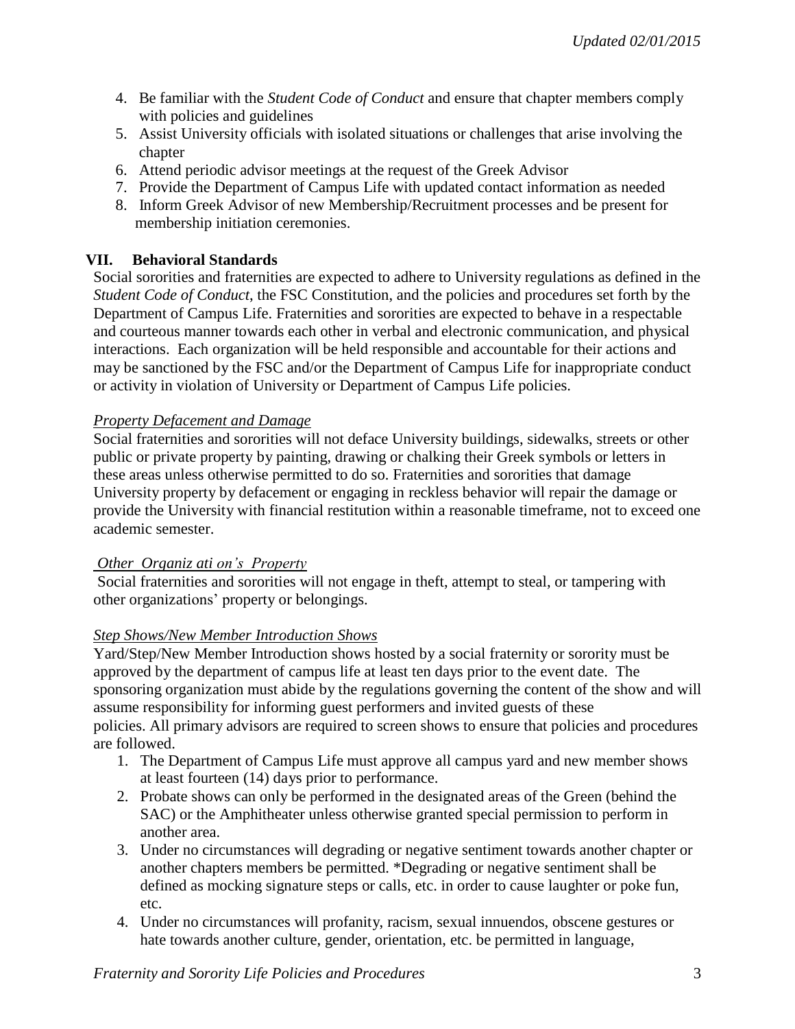4. Be familiar with the *Student Code of Conduct* and ensure that chapter members comply with policies and guidelines
5. Assist University officials with isolated situations or challenges that arise involving the chapter
6. Attend periodic advisor meetings at the request of the Greek Advisor
7. Provide the Department of Campus Life with updated contact information as needed
8. Inform Greek Advisor of new Membership/Recruitment processes and be present for membership initiation ceremonies.

## VII. Behavioral Standards

Social sororities and fraternities are expected to adhere to University regulations as defined in the *Student Code of Conduct*, the FSC Constitution, and the policies and procedures set forth by the Department of Campus Life. Fraternities and sororities are expected to behave in a respectable and courteous manner towards each other in verbal and electronic communication, and physical interactions. Each organization will be held responsible and accountable for their actions and may be sanctioned by the FSC and/or the Department of Campus Life for inappropriate conduct or activity in violation of University or Department of Campus Life policies.

*Property Defacement and Damage*

Social fraternities and sororities will not deface University buildings, sidewalks, streets or other public or private property by painting, drawing or chalking their Greek symbols or letters in these areas unless otherwise permitted to do so. Fraternities and sororities that damage University property by defacement or engaging in reckless behavior will repair the damage or provide the University with financial restitution within a reasonable timeframe, not to exceed one academic semester.

*Other Organization's Property*

Social fraternities and sororities will not engage in theft, attempt to steal, or tampering with other organizations' property or belongings.

*Step Shows/New Member Introduction Shows*

Yard/Step/New Member Introduction shows hosted by a social fraternity or sorority must be approved by the department of campus life at least ten days prior to the event date. The sponsoring organization must abide by the regulations governing the content of the show and will assume responsibility for informing guest performers and invited guests of these policies. All primary advisors are required to screen shows to ensure that policies and procedures are followed.

1. The Department of Campus Life must approve all campus yard and new member shows at least fourteen (14) days prior to performance.
2. Probate shows can only be performed in the designated areas of the Green (behind the SAC) or the Amphitheater unless otherwise granted special permission to perform in another area.
3. Under no circumstances will degrading or negative sentiment towards another chapter or another chapters members be permitted. *Degrading or negative sentiment shall be defined as mocking signature steps or calls, etc. in order to cause laughter or poke fun, etc.
4. Under no circumstances will profanity, racism, sexual innuendos, obscene gestures or hate towards another culture, gender, orientation, etc. be permitted in language,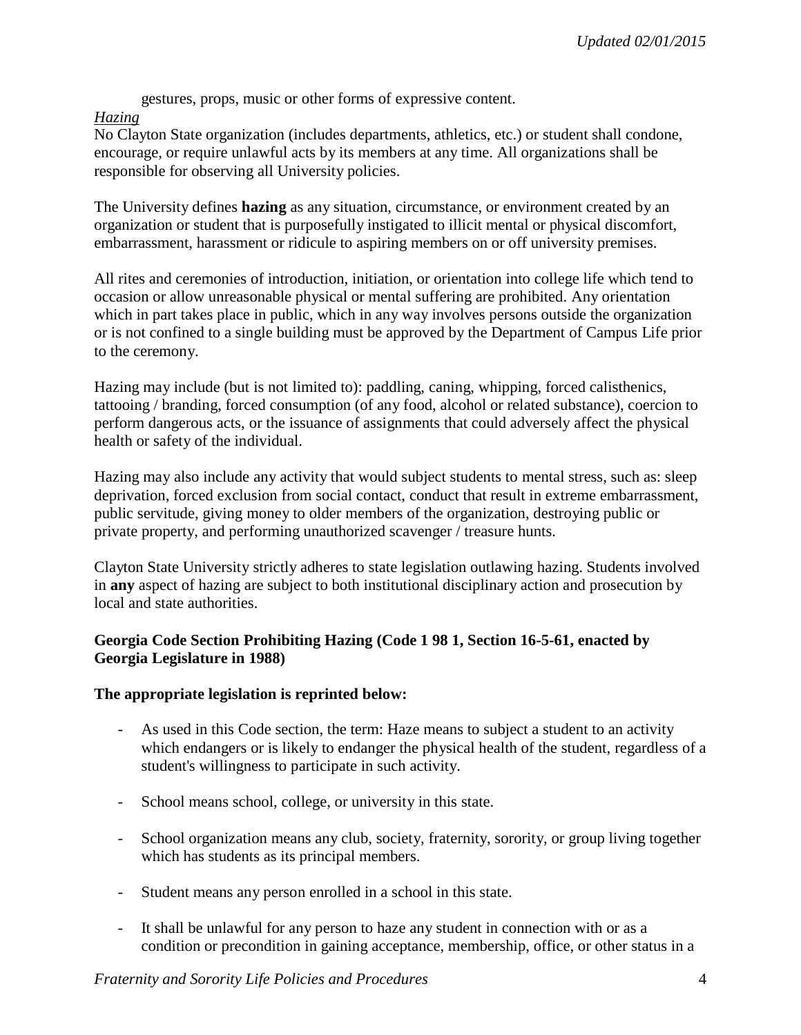gestures, props, music or other forms of expressive content.

*Hazing*

No Clayton State organization (includes departments, athletics, etc.) or student shall condone, encourage, or require unlawful acts by its members at any time. All organizations shall be responsible for observing all University policies.

The University defines **hazing** as any situation, circumstance, or environment created by an organization or student that is purposefully instigated to illicit mental or physical discomfort, embarrassment, harassment or ridicule to aspiring members on or off university premises.

All rites and ceremonies of introduction, initiation, or orientation into college life which tend to occasion or allow unreasonable physical or mental suffering are prohibited. Any orientation which in part takes place in public, which in any way involves persons outside the organization or is not confined to a single building must be approved by the Department of Campus Life prior to the ceremony.

Hazing may include (but is not limited to): paddling, caning, whipping, forced calisthenics, tattooing / branding, forced consumption (of any food, alcohol or related substance), coercion to perform dangerous acts, or the issuance of assignments that could adversely affect the physical health or safety of the individual.

Hazing may also include any activity that would subject students to mental stress, such as: sleep deprivation, forced exclusion from social contact, conduct that result in extreme embarrassment, public servitude, giving money to older members of the organization, destroying public or private property, and performing unauthorized scavenger / treasure hunts.

Clayton State University strictly adheres to state legislation outlawing hazing. Students involved in **any** aspect of hazing are subject to both institutional disciplinary action and prosecution by local and state authorities.

**Georgia Code Section Prohibiting Hazing (Code 1 98 1, Section 16-5-61, enacted by Georgia Legislature in 1988)**

**The appropriate legislation is reprinted below:**

- As used in this Code section, the term: Haze means to subject a student to an activity which endangers or is likely to endanger the physical health of the student, regardless of a student's willingness to participate in such activity.

- School means school, college, or university in this state.

- School organization means any club, society, fraternity, sorority, or group living together which has students as its principal members.

- Student means any person enrolled in a school in this state.

- It shall be unlawful for any person to haze any student in connection with or as a condition or precondition in gaining acceptance, membership, office, or other status in a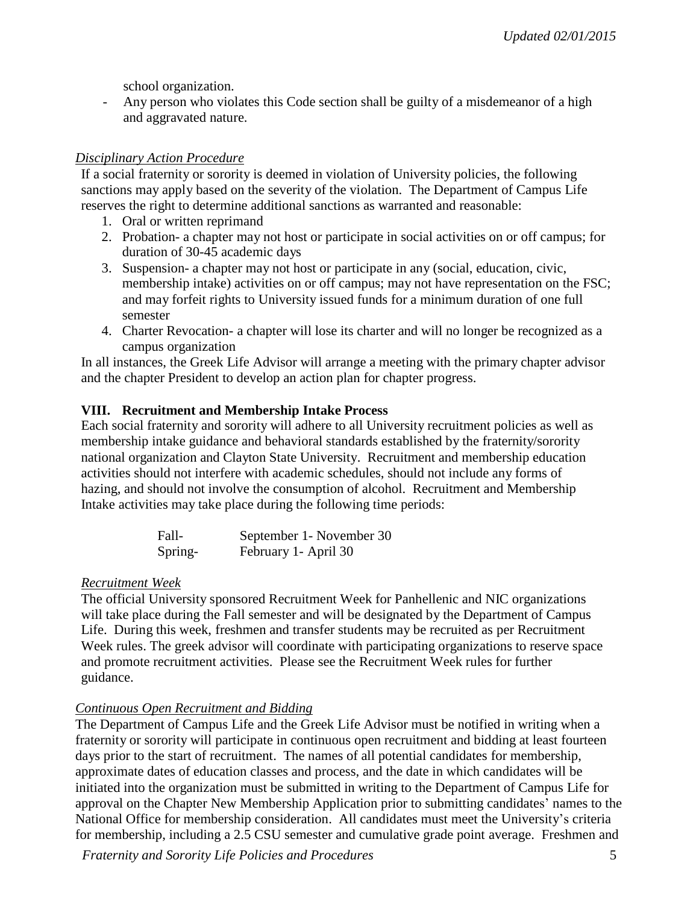school organization.

- Any person who violates this Code section shall be guilty of a misdemeanor of a high and aggravated nature.

*Disciplinary Action Procedure*

If a social fraternity or sorority is deemed in violation of University policies, the following sanctions may apply based on the severity of the violation. The Department of Campus Life reserves the right to determine additional sanctions as warranted and reasonable:

1. Oral or written reprimand
2. Probation- a chapter may not host or participate in social activities on or off campus; for duration of 30-45 academic days
3. Suspension- a chapter may not host or participate in any (social, education, civic, membership intake) activities on or off campus; may not have representation on the FSC; and may forfeit rights to University issued funds for a minimum duration of one full semester
4. Charter Revocation- a chapter will lose its charter and will no longer be recognized as a campus organization

In all instances, the Greek Life Advisor will arrange a meeting with the primary chapter advisor and the chapter President to develop an action plan for chapter progress.

## VIII. Recruitment and Membership Intake Process

Each social fraternity and sorority will adhere to all University recruitment policies as well as membership intake guidance and behavioral standards established by the fraternity/sorority national organization and Clayton State University. Recruitment and membership education activities should not interfere with academic schedules, should not include any forms of hazing, and should not involve the consumption of alcohol. Recruitment and Membership Intake activities may take place during the following time periods:

| | |
|---|---|
| Fall- | September 1- November 30 |
| Spring- | February 1- April 30 |

*Recruitment Week*

The official University sponsored Recruitment Week for Panhellenic and NIC organizations will take place during the Fall semester and will be designated by the Department of Campus Life. During this week, freshmen and transfer students may be recruited as per Recruitment Week rules. The greek advisor will coordinate with participating organizations to reserve space and promote recruitment activities. Please see the Recruitment Week rules for further guidance.

*Continuous Open Recruitment and Bidding*

The Department of Campus Life and the Greek Life Advisor must be notified in writing when a fraternity or sorority will participate in continuous open recruitment and bidding at least fourteen days prior to the start of recruitment. The names of all potential candidates for membership, approximate dates of education classes and process, and the date in which candidates will be initiated into the organization must be submitted in writing to the Department of Campus Life for approval on the Chapter New Membership Application prior to submitting candidates' names to the National Office for membership consideration. All candidates must meet the University's criteria for membership, including a 2.5 CSU semester and cumulative grade point average. Freshmen and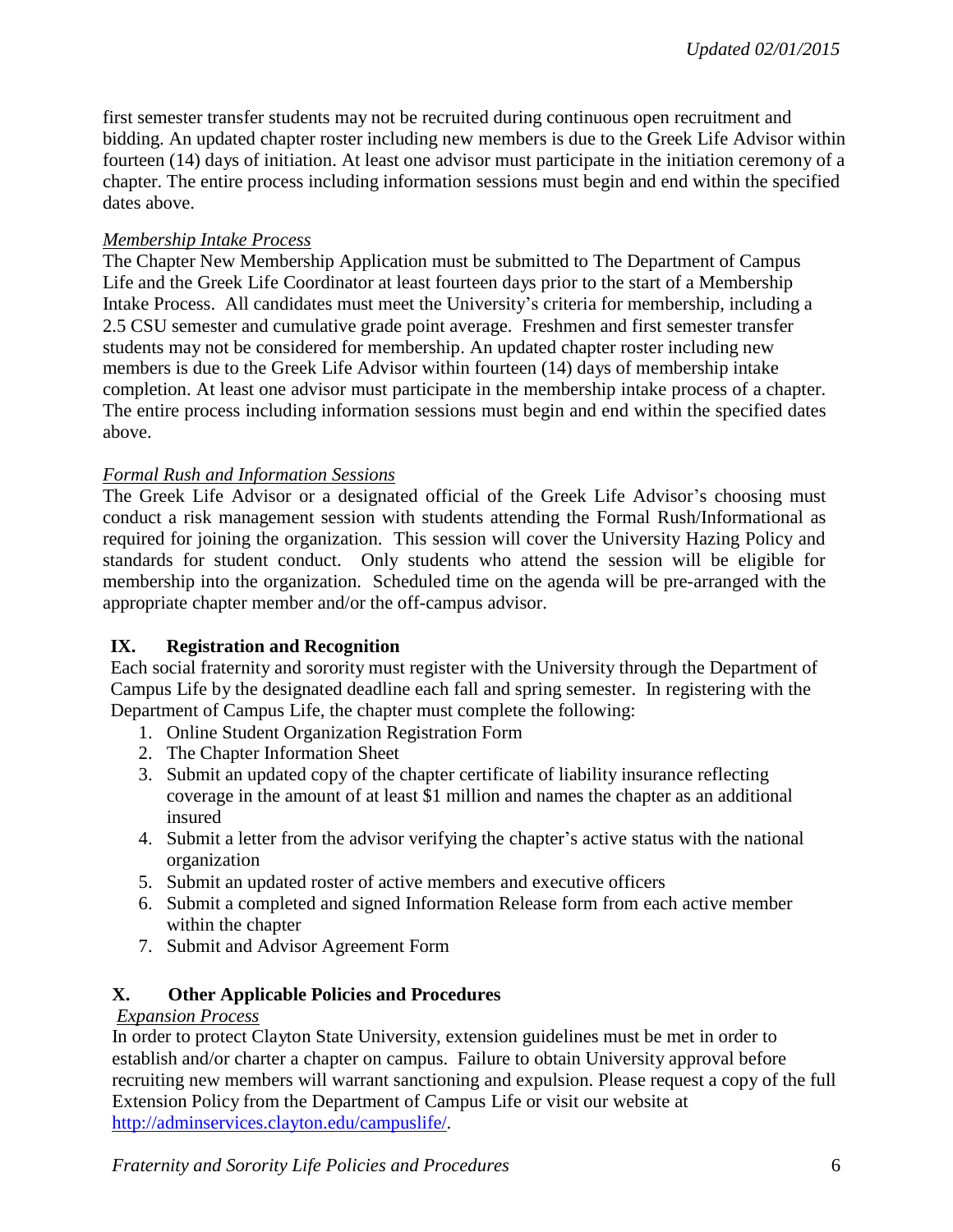first semester transfer students may not be recruited during continuous open recruitment and bidding. An updated chapter roster including new members is due to the Greek Life Advisor within fourteen (14) days of initiation. At least one advisor must participate in the initiation ceremony of a chapter. The entire process including information sessions must begin and end within the specified dates above.

*Membership Intake Process*

The Chapter New Membership Application must be submitted to The Department of Campus Life and the Greek Life Coordinator at least fourteen days prior to the start of a Membership Intake Process. All candidates must meet the University's criteria for membership, including a 2.5 CSU semester and cumulative grade point average. Freshmen and first semester transfer students may not be considered for membership. An updated chapter roster including new members is due to the Greek Life Advisor within fourteen (14) days of membership intake completion. At least one advisor must participate in the membership intake process of a chapter. The entire process including information sessions must begin and end within the specified dates above.

*Formal Rush and Information Sessions*

The Greek Life Advisor or a designated official of the Greek Life Advisor's choosing must conduct a risk management session with students attending the Formal Rush/Informational as required for joining the organization. This session will cover the University Hazing Policy and standards for student conduct. Only students who attend the session will be eligible for membership into the organization. Scheduled time on the agenda will be pre-arranged with the appropriate chapter member and/or the off-campus advisor.

## IX. Registration and Recognition

Each social fraternity and sorority must register with the University through the Department of Campus Life by the designated deadline each fall and spring semester. In registering with the Department of Campus Life, the chapter must complete the following:

1. Online Student Organization Registration Form
2. The Chapter Information Sheet
3. Submit an updated copy of the chapter certificate of liability insurance reflecting coverage in the amount of at least $1 million and names the chapter as an additional insured
4. Submit a letter from the advisor verifying the chapter's active status with the national organization
5. Submit an updated roster of active members and executive officers
6. Submit a completed and signed Information Release form from each active member within the chapter
7. Submit and Advisor Agreement Form

## X. Other Applicable Policies and Procedures

*Expansion Process*

In order to protect Clayton State University, extension guidelines must be met in order to establish and/or charter a chapter on campus. Failure to obtain University approval before recruiting new members will warrant sanctioning and expulsion. Please request a copy of the full Extension Policy from the Department of Campus Life or visit our website at http://adminservices.clayton.edu/campuslife/.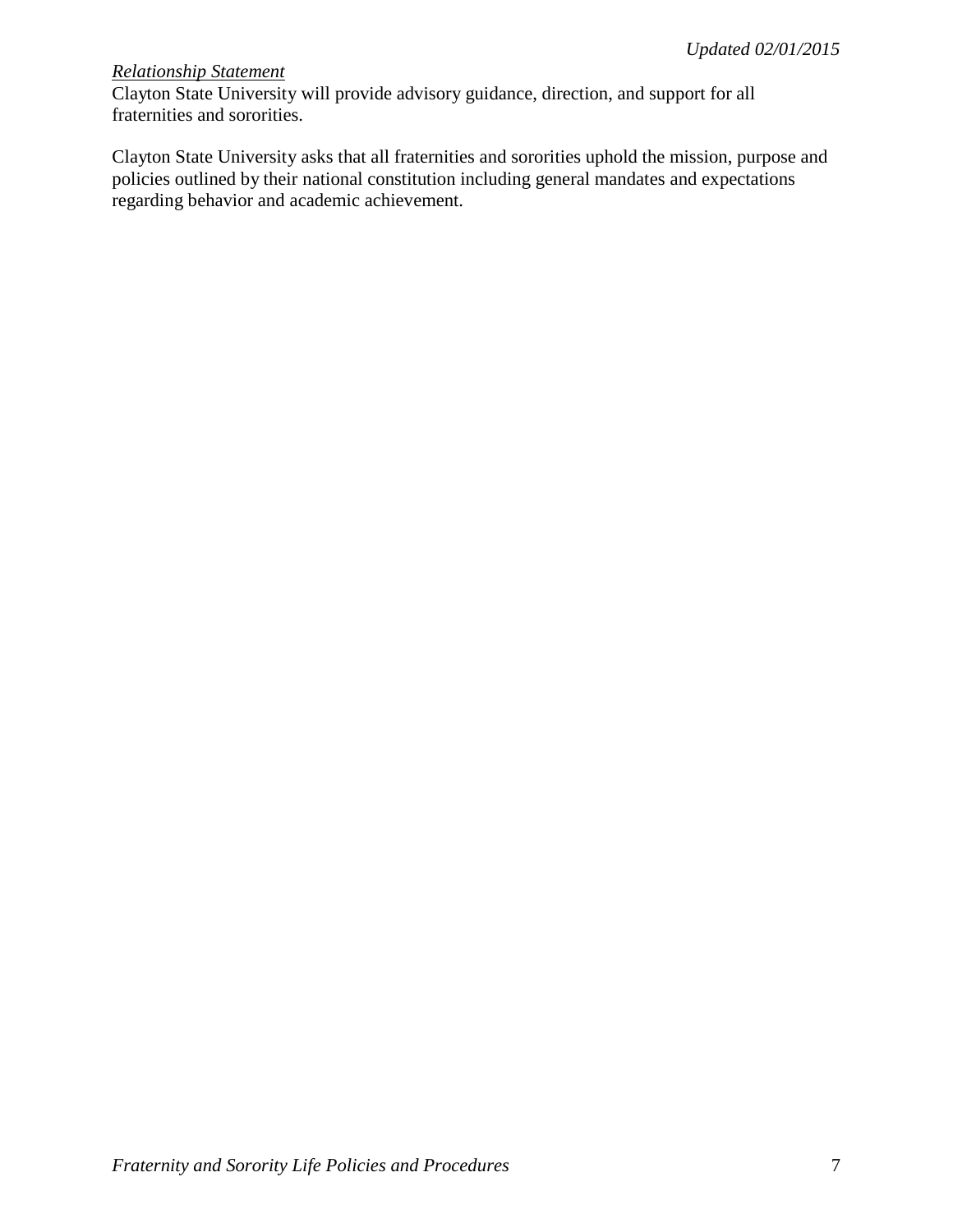*Relationship Statement*

Clayton State University will provide advisory guidance, direction, and support for all fraternities and sororities.

Clayton State University asks that all fraternities and sororities uphold the mission, purpose and policies outlined by their national constitution including general mandates and expectations regarding behavior and academic achievement.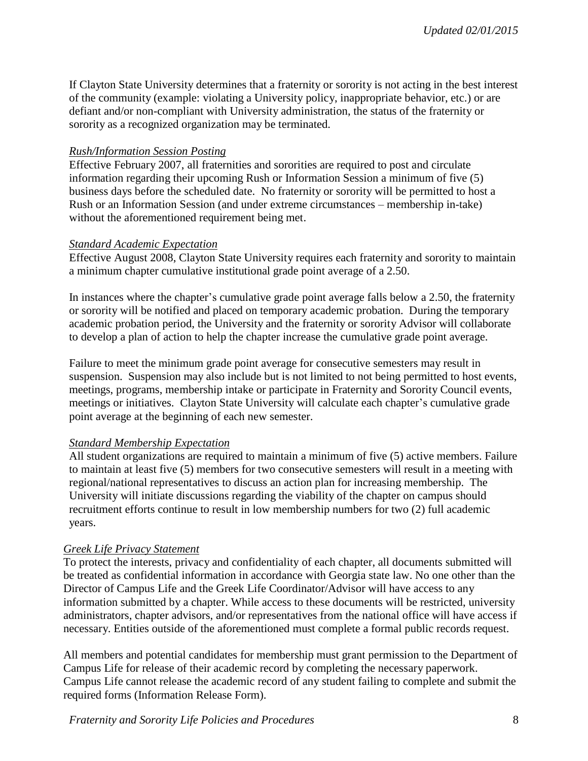If Clayton State University determines that a fraternity or sorority is not acting in the best interest of the community (example: violating a University policy, inappropriate behavior, etc.) or are defiant and/or non-compliant with University administration, the status of the fraternity or sorority as a recognized organization may be terminated.

*Rush/Information Session Posting*

Effective February 2007, all fraternities and sororities are required to post and circulate information regarding their upcoming Rush or Information Session a minimum of five (5) business days before the scheduled date. No fraternity or sorority will be permitted to host a Rush or an Information Session (and under extreme circumstances – membership in-take) without the aforementioned requirement being met.

*Standard Academic Expectation*

Effective August 2008, Clayton State University requires each fraternity and sorority to maintain a minimum chapter cumulative institutional grade point average of a 2.50.

In instances where the chapter's cumulative grade point average falls below a 2.50, the fraternity or sorority will be notified and placed on temporary academic probation. During the temporary academic probation period, the University and the fraternity or sorority Advisor will collaborate to develop a plan of action to help the chapter increase the cumulative grade point average.

Failure to meet the minimum grade point average for consecutive semesters may result in suspension. Suspension may also include but is not limited to not being permitted to host events, meetings, programs, membership intake or participate in Fraternity and Sorority Council events, meetings or initiatives. Clayton State University will calculate each chapter's cumulative grade point average at the beginning of each new semester.

*Standard Membership Expectation*

All student organizations are required to maintain a minimum of five (5) active members. Failure to maintain at least five (5) members for two consecutive semesters will result in a meeting with regional/national representatives to discuss an action plan for increasing membership. The University will initiate discussions regarding the viability of the chapter on campus should recruitment efforts continue to result in low membership numbers for two (2) full academic years.

*Greek Life Privacy Statement*

To protect the interests, privacy and confidentiality of each chapter, all documents submitted will be treated as confidential information in accordance with Georgia state law. No one other than the Director of Campus Life and the Greek Life Coordinator/Advisor will have access to any information submitted by a chapter. While access to these documents will be restricted, university administrators, chapter advisors, and/or representatives from the national office will have access if necessary. Entities outside of the aforementioned must complete a formal public records request.

All members and potential candidates for membership must grant permission to the Department of Campus Life for release of their academic record by completing the necessary paperwork. Campus Life cannot release the academic record of any student failing to complete and submit the required forms (Information Release Form).